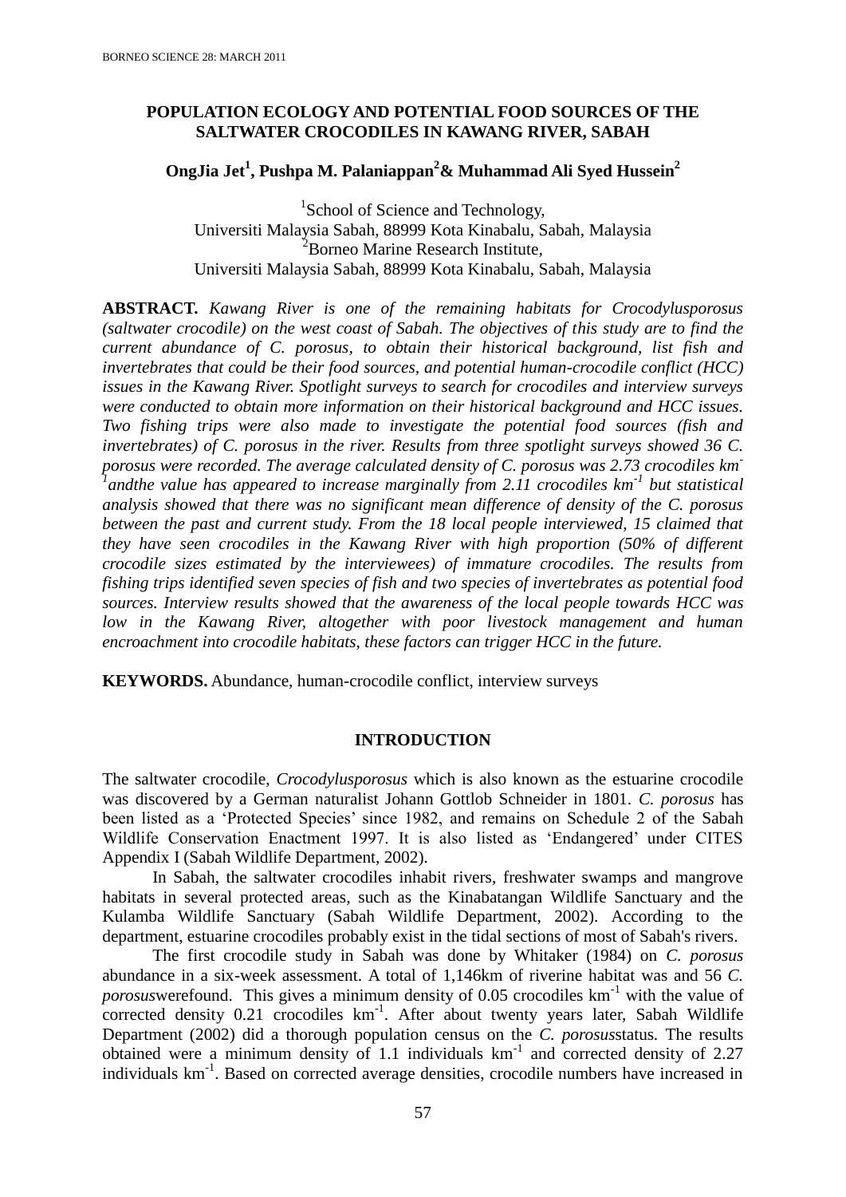# POPULATION ECOLOGY AND POTENTIAL FOOD SOURCES OF THE SALTWATER CROCODILES IN KAWANG RIVER, SABAH

**OngJia Jet[1], Pushpa M. Palaniappan[2]& Muhammad Ali Syed Hussein[2]**

[1]School of Science and Technology,
Universiti Malaysia Sabah, 88999 Kota Kinabalu, Sabah, Malaysia
[2]Borneo Marine Research Institute,
Universiti Malaysia Sabah, 88999 Kota Kinabalu, Sabah, Malaysia

**ABSTRACT.** *Kawang River is one of the remaining habitats for Crocodylusporosus (saltwater crocodile) on the west coast of Sabah. The objectives of this study are to find the current abundance of C. porosus, to obtain their historical background, list fish and invertebrates that could be their food sources, and potential human-crocodile conflict (HCC) issues in the Kawang River. Spotlight surveys to search for crocodiles and interview surveys were conducted to obtain more information on their historical background and HCC issues. Two fishing trips were also made to investigate the potential food sources (fish and invertebrates) of C. porosus in the river. Results from three spotlight surveys showed 36 C. porosus were recorded. The average calculated density of C. porosus was 2.73 crocodiles km$^{-1}$andthe value has appeared to increase marginally from 2.11 crocodiles km$^{-1}$ but statistical analysis showed that there was no significant mean difference of density of the C. porosus between the past and current study. From the 18 local people interviewed, 15 claimed that they have seen crocodiles in the Kawang River with high proportion (50% of different crocodile sizes estimated by the interviewees) of immature crocodiles. The results from fishing trips identified seven species of fish and two species of invertebrates as potential food sources. Interview results showed that the awareness of the local people towards HCC was low in the Kawang River, altogether with poor livestock management and human encroachment into crocodile habitats, these factors can trigger HCC in the future.*

**KEYWORDS.** Abundance, human-crocodile conflict, interview surveys

## INTRODUCTION

The saltwater crocodile, *Crocodylusporosus* which is also known as the estuarine crocodile was discovered by a German naturalist Johann Gottlob Schneider in 1801. *C. porosus* has been listed as a 'Protected Species' since 1982, and remains on Schedule 2 of the Sabah Wildlife Conservation Enactment 1997. It is also listed as 'Endangered' under CITES Appendix I (Sabah Wildlife Department, 2002).

In Sabah, the saltwater crocodiles inhabit rivers, freshwater swamps and mangrove habitats in several protected areas, such as the Kinabatangan Wildlife Sanctuary and the Kulamba Wildlife Sanctuary (Sabah Wildlife Department, 2002). According to the department, estuarine crocodiles probably exist in the tidal sections of most of Sabah's rivers.

The first crocodile study in Sabah was done by Whitaker (1984) on *C. porosus* abundance in a six-week assessment. A total of 1,146km of riverine habitat was and 56 *C. porosus*werefound. This gives a minimum density of 0.05 crocodiles km$^{-1}$ with the value of corrected density 0.21 crocodiles km$^{-1}$. After about twenty years later, Sabah Wildlife Department (2002) did a thorough population census on the *C. porosus*status. The results obtained were a minimum density of 1.1 individuals km$^{-1}$ and corrected density of 2.27 individuals km$^{-1}$. Based on corrected average densities, crocodile numbers have increased in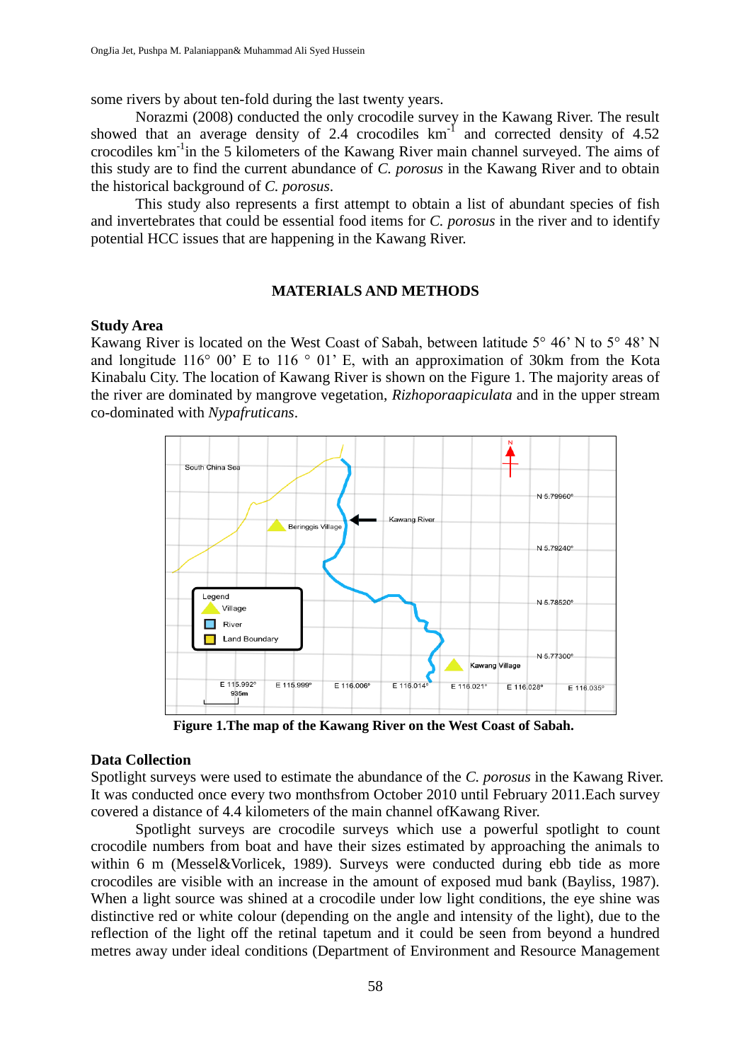some rivers by about ten-fold during the last twenty years.

Norazmi (2008) conducted the only crocodile survey in the Kawang River. The result showed that an average density of 2.4 crocodiles $km^{-1}$ and corrected density of 4.52 crocodiles $km^{-1}$in the 5 kilometers of the Kawang River main channel surveyed. The aims of this study are to find the current abundance of *C. porosus* in the Kawang River and to obtain the historical background of *C. porosus*.

This study also represents a first attempt to obtain a list of abundant species of fish and invertebrates that could be essential food items for *C. porosus* in the river and to identify potential HCC issues that are happening in the Kawang River.

## MATERIALS AND METHODS

### Study Area

Kawang River is located on the West Coast of Sabah, between latitude 5° 46' N to 5° 48' N and longitude 116° 00' E to 116 ° 01' E, with an approximation of 30km from the Kota Kinabalu City. The location of Kawang River is shown on the Figure 1. The majority areas of the river are dominated by mangrove vegetation, *Rizhoporaapiculata* and in the upper stream co-dominated with *Nypafruticans*.

**Figure 1.The map of the Kawang River on the West Coast of Sabah.**

### Data Collection

Spotlight surveys were used to estimate the abundance of the *C. porosus* in the Kawang River. It was conducted once every two monthsfrom October 2010 until February 2011.Each survey covered a distance of 4.4 kilometers of the main channel ofKawang River.

Spotlight surveys are crocodile surveys which use a powerful spotlight to count crocodile numbers from boat and have their sizes estimated by approaching the animals to within 6 m (Messel&Vorlicek, 1989). Surveys were conducted during ebb tide as more crocodiles are visible with an increase in the amount of exposed mud bank (Bayliss, 1987). When a light source was shined at a crocodile under low light conditions, the eye shine was distinctive red or white colour (depending on the angle and intensity of the light), due to the reflection of the light off the retinal tapetum and it could be seen from beyond a hundred metres away under ideal conditions (Department of Environment and Resource Management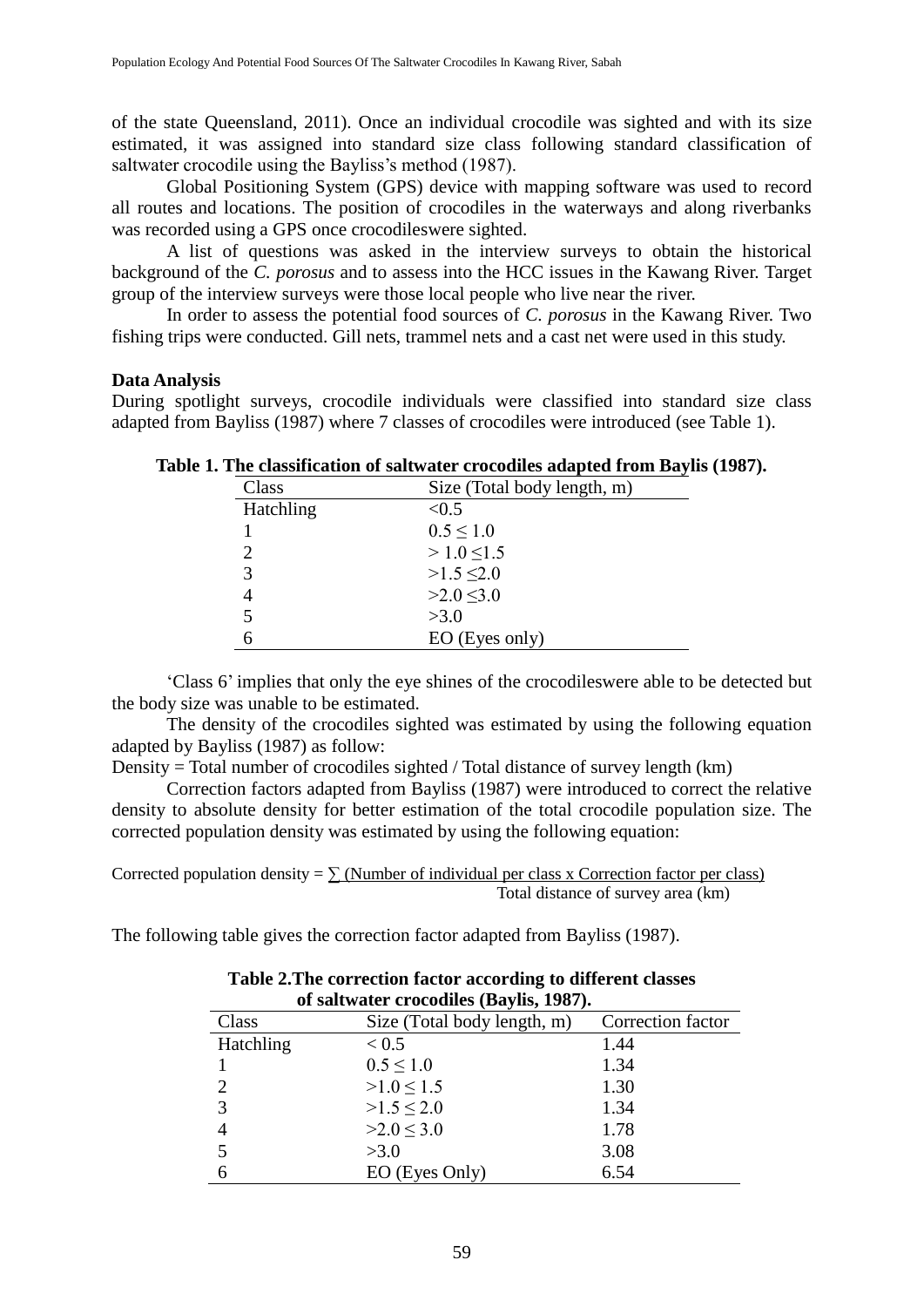of the state Queensland, 2011). Once an individual crocodile was sighted and with its size estimated, it was assigned into standard size class following standard classification of saltwater crocodile using the Bayliss's method (1987).

Global Positioning System (GPS) device with mapping software was used to record all routes and locations. The position of crocodiles in the waterways and along riverbanks was recorded using a GPS once crocodileswere sighted.

A list of questions was asked in the interview surveys to obtain the historical background of the *C. porosus* and to assess into the HCC issues in the Kawang River. Target group of the interview surveys were those local people who live near the river.

In order to assess the potential food sources of *C. porosus* in the Kawang River. Two fishing trips were conducted. Gill nets, trammel nets and a cast net were used in this study.

**Data Analysis**

During spotlight surveys, crocodile individuals were classified into standard size class adapted from Bayliss (1987) where 7 classes of crocodiles were introduced (see Table 1).

**Table 1. The classification of saltwater crocodiles adapted from Baylis (1987).**

| Class | Size (Total body length, m) |
|---|---|
| Hatchling | <0.5 |
| 1 | $0.5 \leq 1.0$ |
| 2 | $> 1.0 \leq 1.5$ |
| 3 | $>1.5 \leq 2.0$ |
| 4 | $>2.0 \leq 3.0$ |
| 5 | >3.0 |
| 6 | EO (Eyes only) |

'Class 6' implies that only the eye shines of the crocodileswere able to be detected but the body size was unable to be estimated.

The density of the crocodiles sighted was estimated by using the following equation adapted by Bayliss (1987) as follow:

Density = Total number of crocodiles sighted / Total distance of survey length (km)

Correction factors adapted from Bayliss (1987) were introduced to correct the relative density to absolute density for better estimation of the total crocodile population size. The corrected population density was estimated by using the following equation:

$$\text{Corrected population density} = \frac{\sum \text{(Number of individual per class x Correction factor per class)}}{\text{Total distance of survey area (km)}}$$

The following table gives the correction factor adapted from Bayliss (1987).

**Table 2.The correction factor according to different classes of saltwater crocodiles (Baylis, 1987).**

| Class | Size (Total body length, m) | Correction factor |
|---|---|---|
| Hatchling | < 0.5 | 1.44 |
| 1 | $0.5 \leq 1.0$ | 1.34 |
| 2 | $>1.0 \leq 1.5$ | 1.30 |
| 3 | $>1.5 \leq 2.0$ | 1.34 |
| 4 | $>2.0 \leq 3.0$ | 1.78 |
| 5 | >3.0 | 3.08 |
| 6 | EO (Eyes Only) | 6.54 |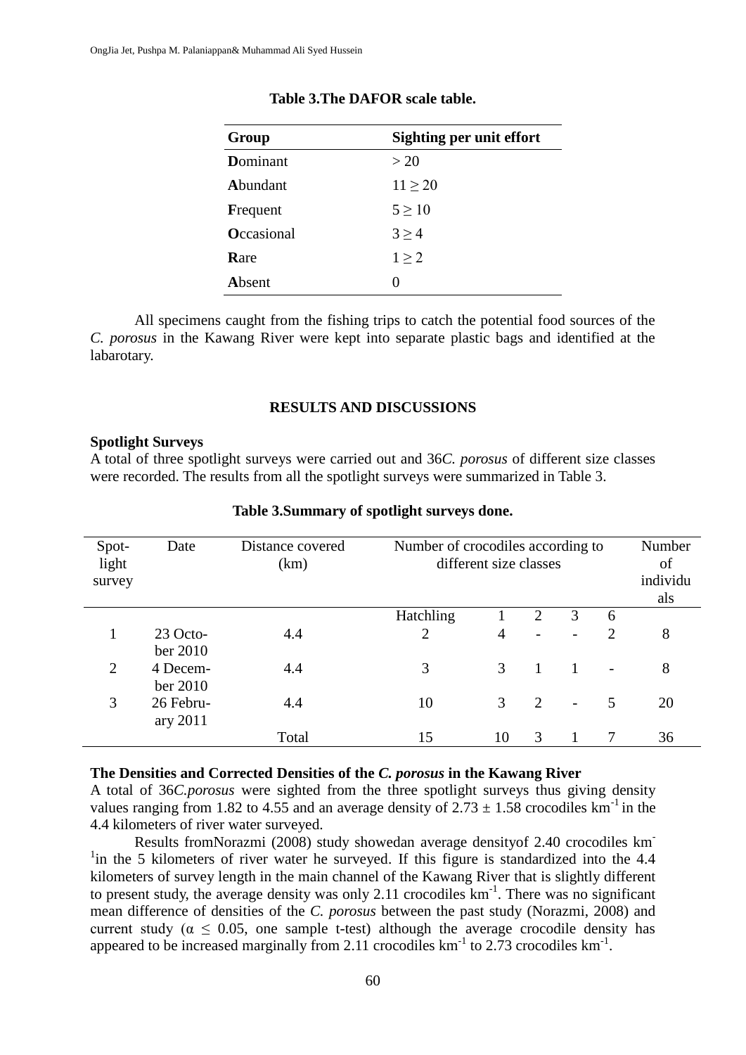**Table 3.The DAFOR scale table.**

| Group | Sighting per unit effort |
|---|---|
| **D**ominant | > 20 |
| **A**bundant | 11 ≥ 20 |
| **F**requent | 5 ≥ 10 |
| **O**ccasional | 3 ≥ 4 |
| **R**are | 1 ≥ 2 |
| **A**bsent | 0 |

All specimens caught from the fishing trips to catch the potential food sources of the *C. porosus* in the Kawang River were kept into separate plastic bags and identified at the labarotary.

## RESULTS AND DISCUSSIONS

### Spotlight Surveys

A total of three spotlight surveys were carried out and 36*C. porosus* of different size classes were recorded. The results from all the spotlight surveys were summarized in Table 3.

**Table 3.Summary of spotlight surveys done.**

| Spot-light survey | Date | Distance covered (km) | Number of crocodiles according to different size classes | | | | | Number of individuals |
|---|---|---|---|---|---|---|---|---|
| | | | Hatchling | 1 | 2 | 3 | 6 | |
| 1 | 23 October 2010 | 4.4 | 2 | 4 | - | - | 2 | 8 |
| 2 | 4 December 2010 | 4.4 | 3 | 3 | 1 | 1 | - | 8 |
| 3 | 26 February 2011 | 4.4 | 10 | 3 | 2 | - | 5 | 20 |
| | | Total | 15 | 10 | 3 | 1 | 7 | 36 |

### The Densities and Corrected Densities of the *C. porosus* in the Kawang River

A total of 36*C.porosus* were sighted from the three spotlight surveys thus giving density values ranging from 1.82 to 4.55 and an average density of 2.73 ± 1.58 crocodiles $km^{-1}$ in the 4.4 kilometers of river water surveyed.

Results fromNorazmi (2008) study showedan average densityof 2.40 crocodiles $km^{-1}$in the 5 kilometers of river water he surveyed. If this figure is standardized into the 4.4 kilometers of survey length in the main channel of the Kawang River that is slightly different to present study, the average density was only 2.11 crocodiles $km^{-1}$. There was no significant mean difference of densities of the *C. porosus* between the past study (Norazmi, 2008) and current study ($\alpha \leq 0.05$, one sample t-test) although the average crocodile density has appeared to be increased marginally from 2.11 crocodiles $km^{-1}$ to 2.73 crocodiles $km^{-1}$.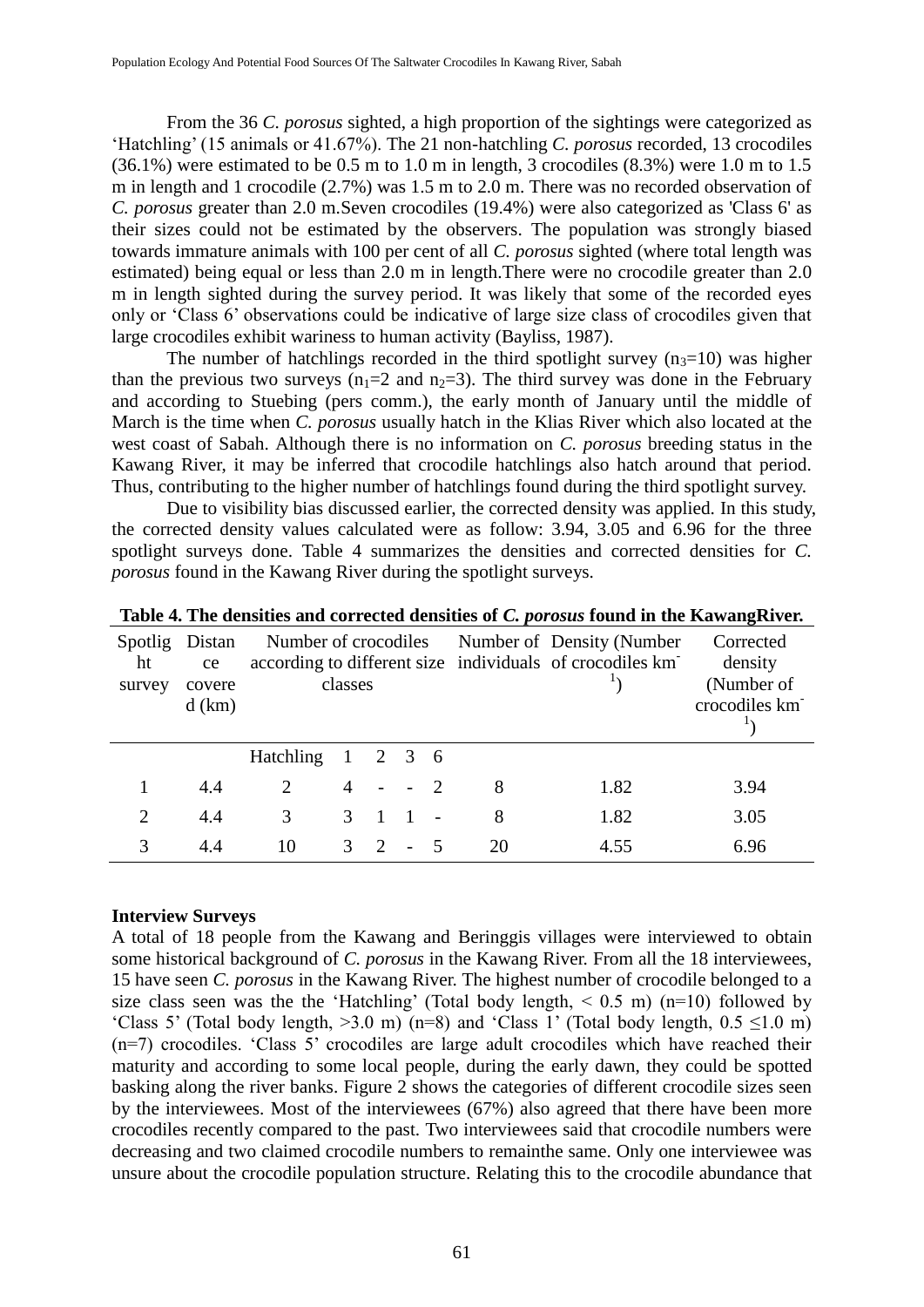From the 36 *C. porosus* sighted, a high proportion of the sightings were categorized as 'Hatchling' (15 animals or 41.67%). The 21 non-hatchling *C. porosus* recorded, 13 crocodiles (36.1%) were estimated to be 0.5 m to 1.0 m in length, 3 crocodiles (8.3%) were 1.0 m to 1.5 m in length and 1 crocodile (2.7%) was 1.5 m to 2.0 m. There was no recorded observation of *C. porosus* greater than 2.0 m.Seven crocodiles (19.4%) were also categorized as 'Class 6' as their sizes could not be estimated by the observers. The population was strongly biased towards immature animals with 100 per cent of all *C. porosus* sighted (where total length was estimated) being equal or less than 2.0 m in length.There were no crocodile greater than 2.0 m in length sighted during the survey period. It was likely that some of the recorded eyes only or 'Class 6' observations could be indicative of large size class of crocodiles given that large crocodiles exhibit wariness to human activity (Bayliss, 1987).

The number of hatchlings recorded in the third spotlight survey ($n_3$=10) was higher than the previous two surveys ($n_1$=2 and $n_2$=3). The third survey was done in the February and according to Stuebing (pers comm.), the early month of January until the middle of March is the time when *C. porosus* usually hatch in the Klias River which also located at the west coast of Sabah. Although there is no information on *C. porosus* breeding status in the Kawang River, it may be inferred that crocodile hatchlings also hatch around that period. Thus, contributing to the higher number of hatchlings found during the third spotlight survey.

Due to visibility bias discussed earlier, the corrected density was applied. In this study, the corrected density values calculated were as follow: 3.94, 3.05 and 6.96 for the three spotlight surveys done. Table 4 summarizes the densities and corrected densities for *C. porosus* found in the Kawang River during the spotlight surveys.

**Table 4. The densities and corrected densities of *C. porosus* found in the KawangRiver.**

| Spotlight survey | Distance covered (km) | Number of crocodiles according to different size classes | | | | | Number of individuals | Density (Number of crocodiles km$^{-1}$) | Corrected density (Number of crocodiles km$^{-1}$) |
|---|---|---|---|---|---|---|---|---|---|
| | | Hatchling | 1 | 2 | 3 | 6 | | | |
| 1 | 4.4 | 2 | 4 | - | - | 2 | 8 | 1.82 | 3.94 |
| 2 | 4.4 | 3 | 3 | 1 | 1 | - | 8 | 1.82 | 3.05 |
| 3 | 4.4 | 10 | 3 | 2 | - | 5 | 20 | 4.55 | 6.96 |

**Interview Surveys**

A total of 18 people from the Kawang and Beringgis villages were interviewed to obtain some historical background of *C. porosus* in the Kawang River. From all the 18 interviewees, 15 have seen *C. porosus* in the Kawang River. The highest number of crocodile belonged to a size class seen was the the 'Hatchling' (Total body length, < 0.5 m) (n=10) followed by 'Class 5' (Total body length, >3.0 m) (n=8) and 'Class 1' (Total body length, 0.5 ≤1.0 m) (n=7) crocodiles. 'Class 5' crocodiles are large adult crocodiles which have reached their maturity and according to some local people, during the early dawn, they could be spotted basking along the river banks. Figure 2 shows the categories of different crocodile sizes seen by the interviewees. Most of the interviewees (67%) also agreed that there have been more crocodiles recently compared to the past. Two interviewees said that crocodile numbers were decreasing and two claimed crocodile numbers to remainthe same. Only one interviewee was unsure about the crocodile population structure. Relating this to the crocodile abundance that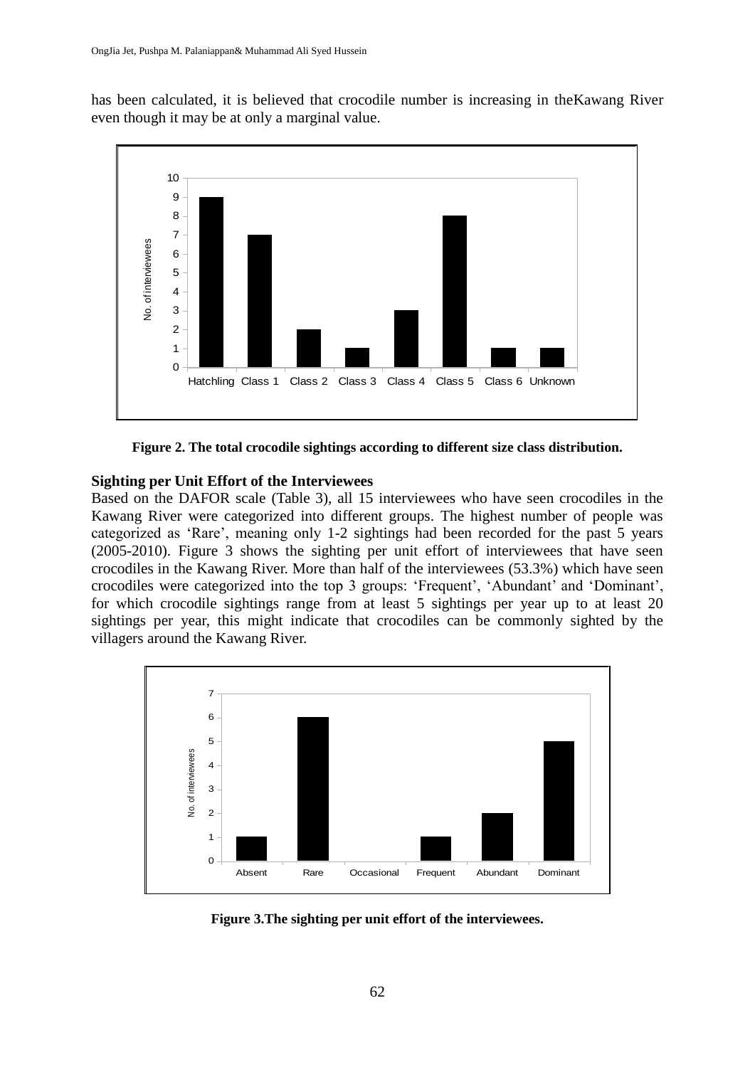has been calculated, it is believed that crocodile number is increasing in theKawang River even though it may be at only a marginal value.

**Figure 2. The total crocodile sightings according to different size class distribution.**

### Sighting per Unit Effort of the Interviewees

Based on the DAFOR scale (Table 3), all 15 interviewees who have seen crocodiles in the Kawang River were categorized into different groups. The highest number of people was categorized as 'Rare', meaning only 1-2 sightings had been recorded for the past 5 years (2005-2010). Figure 3 shows the sighting per unit effort of interviewees that have seen crocodiles in the Kawang River. More than half of the interviewees (53.3%) which have seen crocodiles were categorized into the top 3 groups: 'Frequent', 'Abundant' and 'Dominant', for which crocodile sightings range from at least 5 sightings per year up to at least 20 sightings per year, this might indicate that crocodiles can be commonly sighted by the villagers around the Kawang River.

**Figure 3.The sighting per unit effort of the interviewees.**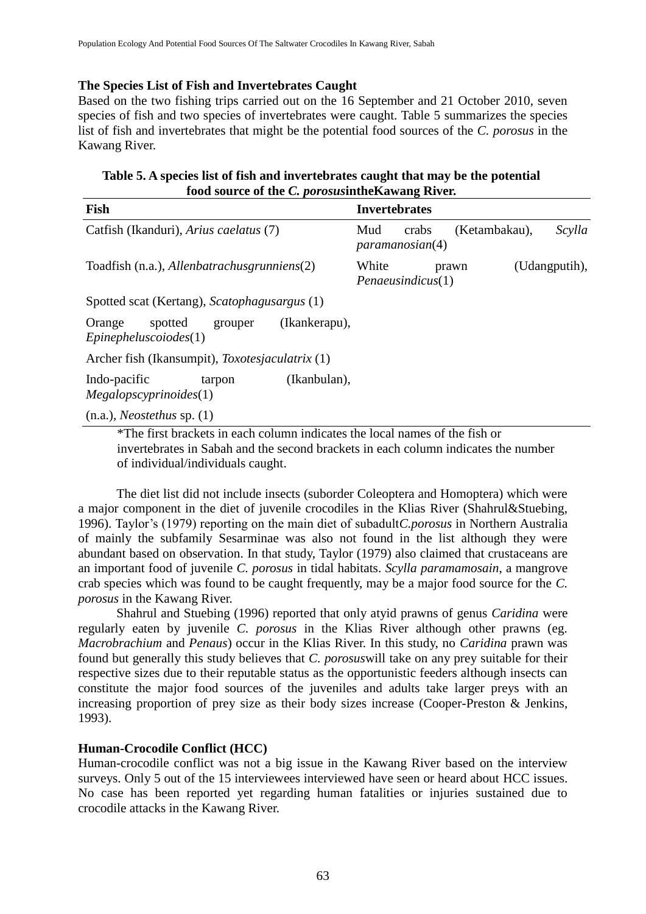**The Species List of Fish and Invertebrates Caught**

Based on the two fishing trips carried out on the 16 September and 21 October 2010, seven species of fish and two species of invertebrates were caught. Table 5 summarizes the species list of fish and invertebrates that might be the potential food sources of the *C. porosus* in the Kawang River.

**Table 5. A species list of fish and invertebrates caught that may be the potential food source of the *C. porosus*intheKawang River.**

| Fish | Invertebrates |
|---|---|
| Catfish (Ikanduri), *Arius caelatus* (7) | Mud crabs (Ketambakau), *Scylla paramanosian*(4) |
| Toadfish (n.a.), *Allenbatrachusgrunniens*(2) | White prawn (Udangputih), *Penaeusindicus*(1) |
| Spotted scat (Kertang), *Scatophagusargus* (1) | |
| Orange spotted grouper (Ikankerapu), *Epinepheluscoioides*(1) | |
| Archer fish (Ikansumpit), *Toxotesjaculatrix* (1) | |
| Indo-pacific tarpon (Ikanbulan), *Megalopscyprinoides*(1) | |
| (n.a.), *Neostethus* sp. (1) | |

*The first brackets in each column indicates the local names of the fish or invertebrates in Sabah and the second brackets in each column indicates the number of individual/individuals caught.

The diet list did not include insects (suborder Coleoptera and Homoptera) which were a major component in the diet of juvenile crocodiles in the Klias River (Shahrul&Stuebing, 1996). Taylor's (1979) reporting on the main diet of subadult*C.porosus* in Northern Australia of mainly the subfamily Sesarminae was also not found in the list although they were abundant based on observation. In that study, Taylor (1979) also claimed that crustaceans are an important food of juvenile *C. porosus* in tidal habitats. *Scylla paramamosain*, a mangrove crab species which was found to be caught frequently, may be a major food source for the *C. porosus* in the Kawang River.

Shahrul and Stuebing (1996) reported that only atyid prawns of genus *Caridina* were regularly eaten by juvenile *C. porosus* in the Klias River although other prawns (eg. *Macrobrachium* and *Penaus*) occur in the Klias River. In this study, no *Caridina* prawn was found but generally this study believes that *C. porosus*will take on any prey suitable for their respective sizes due to their reputable status as the opportunistic feeders although insects can constitute the major food sources of the juveniles and adults take larger preys with an increasing proportion of prey size as their body sizes increase (Cooper-Preston & Jenkins, 1993).

**Human-Crocodile Conflict (HCC)**

Human-crocodile conflict was not a big issue in the Kawang River based on the interview surveys. Only 5 out of the 15 interviewees interviewed have seen or heard about HCC issues. No case has been reported yet regarding human fatalities or injuries sustained due to crocodile attacks in the Kawang River.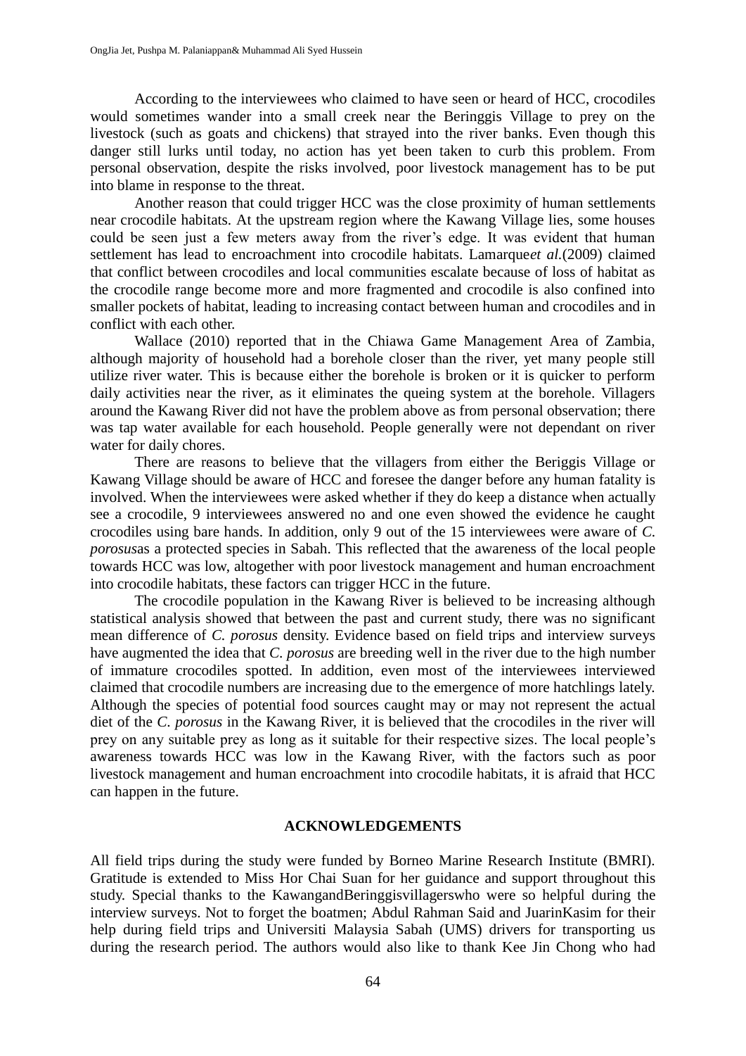According to the interviewees who claimed to have seen or heard of HCC, crocodiles would sometimes wander into a small creek near the Beringgis Village to prey on the livestock (such as goats and chickens) that strayed into the river banks. Even though this danger still lurks until today, no action has yet been taken to curb this problem. From personal observation, despite the risks involved, poor livestock management has to be put into blame in response to the threat.

Another reason that could trigger HCC was the close proximity of human settlements near crocodile habitats. At the upstream region where the Kawang Village lies, some houses could be seen just a few meters away from the river's edge. It was evident that human settlement has lead to encroachment into crocodile habitats. Lamarque*et al.*(2009) claimed that conflict between crocodiles and local communities escalate because of loss of habitat as the crocodile range become more and more fragmented and crocodile is also confined into smaller pockets of habitat, leading to increasing contact between human and crocodiles and in conflict with each other.

Wallace (2010) reported that in the Chiawa Game Management Area of Zambia, although majority of household had a borehole closer than the river, yet many people still utilize river water. This is because either the borehole is broken or it is quicker to perform daily activities near the river, as it eliminates the queing system at the borehole. Villagers around the Kawang River did not have the problem above as from personal observation; there was tap water available for each household. People generally were not dependant on river water for daily chores.

There are reasons to believe that the villagers from either the Beriggis Village or Kawang Village should be aware of HCC and foresee the danger before any human fatality is involved. When the interviewees were asked whether if they do keep a distance when actually see a crocodile, 9 interviewees answered no and one even showed the evidence he caught crocodiles using bare hands. In addition, only 9 out of the 15 interviewees were aware of *C. porosus*as a protected species in Sabah. This reflected that the awareness of the local people towards HCC was low, altogether with poor livestock management and human encroachment into crocodile habitats, these factors can trigger HCC in the future.

The crocodile population in the Kawang River is believed to be increasing although statistical analysis showed that between the past and current study, there was no significant mean difference of *C. porosus* density. Evidence based on field trips and interview surveys have augmented the idea that *C. porosus* are breeding well in the river due to the high number of immature crocodiles spotted. In addition, even most of the interviewees interviewed claimed that crocodile numbers are increasing due to the emergence of more hatchlings lately. Although the species of potential food sources caught may or may not represent the actual diet of the *C. porosus* in the Kawang River, it is believed that the crocodiles in the river will prey on any suitable prey as long as it suitable for their respective sizes. The local people's awareness towards HCC was low in the Kawang River, with the factors such as poor livestock management and human encroachment into crocodile habitats, it is afraid that HCC can happen in the future.

## ACKNOWLEDGEMENTS

All field trips during the study were funded by Borneo Marine Research Institute (BMRI). Gratitude is extended to Miss Hor Chai Suan for her guidance and support throughout this study. Special thanks to the KawangandBeringgisvillagerswho were so helpful during the interview surveys. Not to forget the boatmen; Abdul Rahman Said and JuarinKasim for their help during field trips and Universiti Malaysia Sabah (UMS) drivers for transporting us during the research period. The authors would also like to thank Kee Jin Chong who had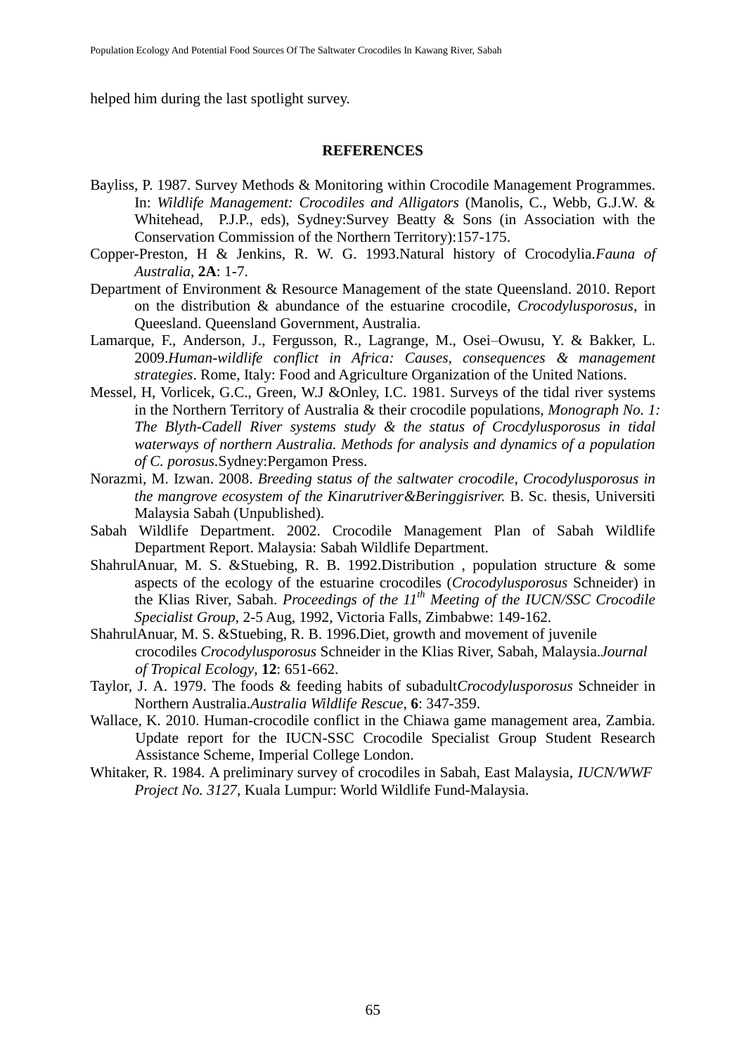helped him during the last spotlight survey.

## REFERENCES

Bayliss, P. 1987. Survey Methods & Monitoring within Crocodile Management Programmes. In: *Wildlife Management: Crocodiles and Alligators* (Manolis, C., Webb, G.J.W. & Whitehead, P.J.P., eds), Sydney:Survey Beatty & Sons (in Association with the Conservation Commission of the Northern Territory):157-175.

Copper-Preston, H & Jenkins, R. W. G. 1993.Natural history of Crocodylia.*Fauna of Australia*, **2A**: 1-7.

Department of Environment & Resource Management of the state Queensland. 2010. Report on the distribution & abundance of the estuarine crocodile, *Crocodylusporosus*, in Queesland. Queensland Government, Australia.

Lamarque, F., Anderson, J., Fergusson, R., Lagrange, M., Osei–Owusu, Y. & Bakker, L. 2009.*Human-wildlife conflict in Africa: Causes, consequences & management strategies*. Rome, Italy: Food and Agriculture Organization of the United Nations.

Messel, H, Vorlicek, G.C., Green, W.J &Onley, I.C. 1981. Surveys of the tidal river systems in the Northern Territory of Australia & their crocodile populations, *Monograph No. 1: The Blyth-Cadell River systems study & the status of Crocdylusporosus in tidal waterways of northern Australia. Methods for analysis and dynamics of a population of C. porosus.*Sydney:Pergamon Press.

Norazmi, M. Izwan. 2008. *Breeding status of the saltwater crocodile, Crocodylusporosus in the mangrove ecosystem of the Kinarutriver&Beringgisriver.* B. Sc. thesis, Universiti Malaysia Sabah (Unpublished).

Sabah Wildlife Department. 2002. Crocodile Management Plan of Sabah Wildlife Department Report. Malaysia: Sabah Wildlife Department.

ShahrulAnuar, M. S. &Stuebing, R. B. 1992.Distribution , population structure & some aspects of the ecology of the estuarine crocodiles (*Crocodylusporosus* Schneider) in the Klias River, Sabah. *Proceedings of the 11th Meeting of the IUCN/SSC Crocodile Specialist Group*, 2-5 Aug, 1992, Victoria Falls, Zimbabwe: 149-162.

ShahrulAnuar, M. S. &Stuebing, R. B. 1996.Diet, growth and movement of juvenile crocodiles *Crocodylusporosus* Schneider in the Klias River, Sabah, Malaysia.*Journal of Tropical Ecology*, **12**: 651-662.

Taylor, J. A. 1979. The foods & feeding habits of subadult*Crocodylusporosus* Schneider in Northern Australia.*Australia Wildlife Rescue*, **6**: 347-359.

Wallace, K. 2010. Human-crocodile conflict in the Chiawa game management area, Zambia. Update report for the IUCN-SSC Crocodile Specialist Group Student Research Assistance Scheme, Imperial College London.

Whitaker, R. 1984. A preliminary survey of crocodiles in Sabah, East Malaysia, *IUCN/WWF Project No. 3127*, Kuala Lumpur: World Wildlife Fund-Malaysia.